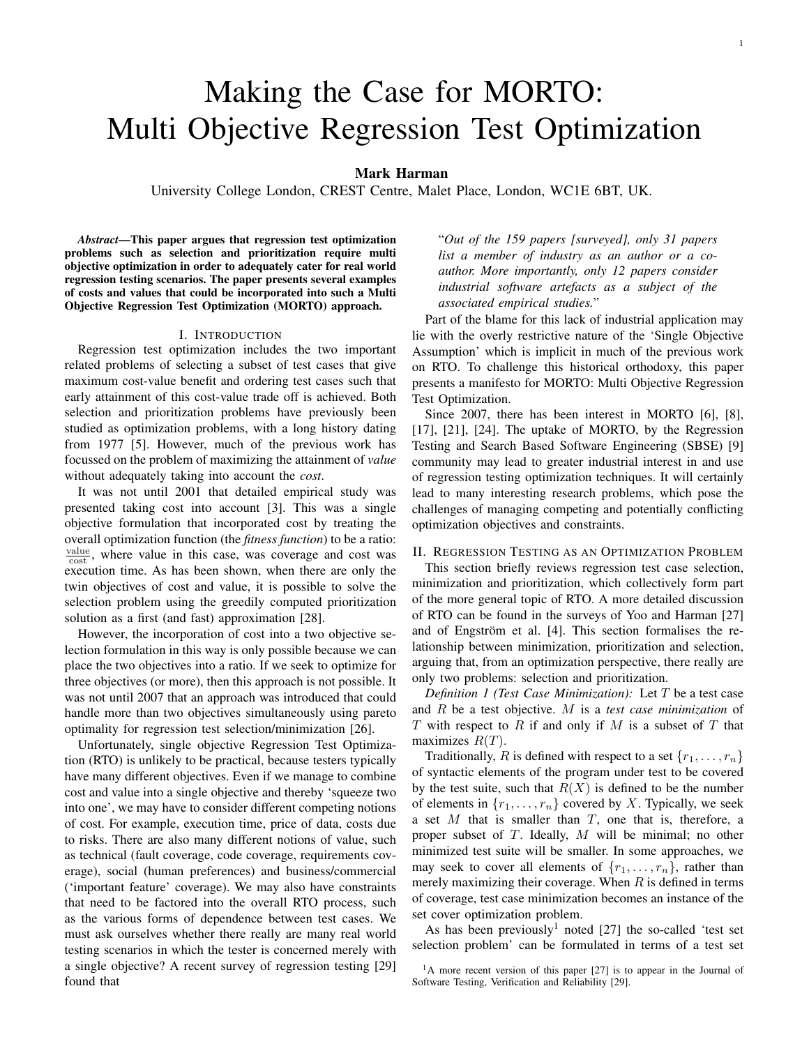# Making the Case for MORTO: Multi Objective Regression Test Optimization

**Mark Harman**

University College London, CREST Centre, Malet Place, London, WC1E 6BT, UK.

***Abstract*—This paper argues that regression test optimization problems such as selection and prioritization require multi objective optimization in order to adequately cater for real world regression testing scenarios. The paper presents several examples of costs and values that could be incorporated into such a Multi Objective Regression Test Optimization (MORTO) approach.**

## I. Introduction

Regression test optimization includes the two important related problems of selecting a subset of test cases that give maximum cost-value benefit and ordering test cases such that early attainment of this cost-value trade off is achieved. Both selection and prioritization problems have previously been studied as optimization problems, with a long history dating from 1977 [5]. However, much of the previous work has focussed on the problem of maximizing the attainment of *value* without adequately taking into account the *cost*.

It was not until 2001 that detailed empirical study was presented taking cost into account [3]. This was a single objective formulation that incorporated cost by treating the overall optimization function (the *fitness function*) to be a ratio: $\frac{\text{value}}{\text{cost}}$, where value in this case, was coverage and cost was execution time. As has been shown, when there are only the twin objectives of cost and value, it is possible to solve the selection problem using the greedily computed prioritization solution as a first (and fast) approximation [28].

However, the incorporation of cost into a two objective selection formulation in this way is only possible because we can place the two objectives into a ratio. If we seek to optimize for three objectives (or more), then this approach is not possible. It was not until 2007 that an approach was introduced that could handle more than two objectives simultaneously using pareto optimality for regression test selection/minimization [26].

Unfortunately, single objective Regression Test Optimization (RTO) is unlikely to be practical, because testers typically have many different objectives. Even if we manage to combine cost and value into a single objective and thereby 'squeeze two into one', we may have to consider different competing notions of cost. For example, execution time, price of data, costs due to risks. There are also many different notions of value, such as technical (fault coverage, code coverage, requirements coverage), social (human preferences) and business/commercial ('important feature' coverage). We may also have constraints that need to be factored into the overall RTO process, such as the various forms of dependence between test cases. We must ask ourselves whether there really are many real world testing scenarios in which the tester is concerned merely with a single objective? A recent survey of regression testing [29] found that

> "*Out of the 159 papers [surveyed], only 31 papers list a member of industry as an author or a co-author. More importantly, only 12 papers consider industrial software artefacts as a subject of the associated empirical studies.*"

Part of the blame for this lack of industrial application may lie with the overly restrictive nature of the 'Single Objective Assumption' which is implicit in much of the previous work on RTO. To challenge this historical orthodoxy, this paper presents a manifesto for MORTO: Multi Objective Regression Test Optimization.

Since 2007, there has been interest in MORTO [6], [8], [17], [21], [24]. The uptake of MORTO, by the Regression Testing and Search Based Software Engineering (SBSE) [9] community may lead to greater industrial interest in and use of regression testing optimization techniques. It will certainly lead to many interesting research problems, which pose the challenges of managing competing and potentially conflicting optimization objectives and constraints.

## II. Regression Testing as an Optimization Problem

This section briefly reviews regression test case selection, minimization and prioritization, which collectively form part of the more general topic of RTO. A more detailed discussion of RTO can be found in the surveys of Yoo and Harman [27] and of Engström et al. [4]. This section formalises the relationship between minimization, prioritization and selection, arguing that, from an optimization perspective, there really are only two problems: selection and prioritization.

*Definition 1 (Test Case Minimization):* Let $T$ be a test case and $R$ be a test objective. $M$ is a *test case minimization* of $T$ with respect to $R$ if and only if $M$ is a subset of $T$ that maximizes $R(T)$.

Traditionally, $R$ is defined with respect to a set $\{r_1, \ldots, r_n\}$ of syntactic elements of the program under test to be covered by the test suite, such that $R(X)$ is defined to be the number of elements in $\{r_1, \ldots, r_n\}$ covered by $X$. Typically, we seek a set $M$ that is smaller than $T$, one that is, therefore, a proper subset of $T$. Ideally, $M$ will be minimal; no other minimized test suite will be smaller. In some approaches, we may seek to cover all elements of $\{r_1, \ldots, r_n\}$, rather than merely maximizing their coverage. When $R$ is defined in terms of coverage, test case minimization becomes an instance of the set cover optimization problem.

As has been previously[1] noted [27] the so-called 'test set selection problem' can be formulated in terms of a test set

[1] A more recent version of this paper [27] is to appear in the Journal of Software Testing, Verification and Reliability [29].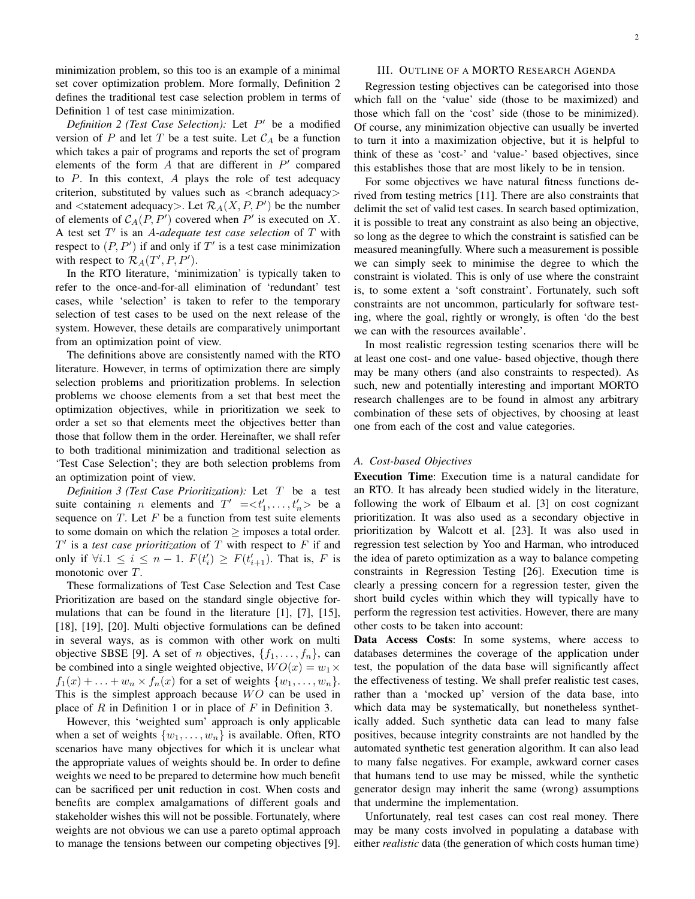minimization problem, so this too is an example of a minimal set cover optimization problem. More formally, Definition 2 defines the traditional test case selection problem in terms of Definition 1 of test case minimization.

*Definition 2 (Test Case Selection):* Let $P'$ be a modified version of $P$ and let $T$ be a test suite. Let $\mathcal{C}_A$ be a function which takes a pair of programs and reports the set of program elements of the form $A$ that are different in $P'$ compared to $P$. In this context, $A$ plays the role of test adequacy criterion, substituted by values such as <branch adequacy> and <statement adequacy>. Let $\mathcal{R}_A(X, P, P')$ be the number of elements of $\mathcal{C}_A(P, P')$ covered when $P'$ is executed on $X$. A test set $T'$ is an *A-adequate test case selection* of $T$ with respect to $(P, P')$ if and only if $T'$ is a test case minimization with respect to $\mathcal{R}_A(T', P, P')$.

In the RTO literature, 'minimization' is typically taken to refer to the once-and-for-all elimination of 'redundant' test cases, while 'selection' is taken to refer to the temporary selection of test cases to be used on the next release of the system. However, these details are comparatively unimportant from an optimization point of view.

The definitions above are consistently named with the RTO literature. However, in terms of optimization there are simply selection problems and prioritization problems. In selection problems we choose elements from a set that best meet the optimization objectives, while in prioritization we seek to order a set so that elements meet the objectives better than those that follow them in the order. Hereinafter, we shall refer to both traditional minimization and traditional selection as 'Test Case Selection'; they are both selection problems from an optimization point of view.

*Definition 3 (Test Case Prioritization):* Let $T$ be a test suite containing $n$ elements and $T' = <t'_1, \ldots, t'_n>$ be a sequence on $T$. Let $F$ be a function from test suite elements to some domain on which the relation $\geq$ imposes a total order. $T'$ is a *test case prioritization* of $T$ with respect to $F$ if and only if $\forall i.1 \leq i \leq n-1.\ F(t'_i) \geq F(t'_{i+1})$. That is, $F$ is monotonic over $T$.

These formalizations of Test Case Selection and Test Case Prioritization are based on the standard single objective formulations that can be found in the literature [1], [7], [15], [18], [19], [20]. Multi objective formulations can be defined in several ways, as is common with other work on multi objective SBSE [9]. A set of $n$ objectives, $\{f_1, \ldots, f_n\}$, can be combined into a single weighted objective, $WO(x) = w_1 \times f_1(x) + \ldots + w_n \times f_n(x)$ for a set of weights $\{w_1, \ldots, w_n\}$. This is the simplest approach because $WO$ can be used in place of $R$ in Definition 1 or in place of $F$ in Definition 3.

However, this 'weighted sum' approach is only applicable when a set of weights $\{w_1, \ldots, w_n\}$ is available. Often, RTO scenarios have many objectives for which it is unclear what the appropriate values of weights should be. In order to define weights we need to be prepared to determine how much benefit can be sacrificed per unit reduction in cost. When costs and benefits are complex amalgamations of different goals and stakeholder wishes this will not be possible. Fortunately, where weights are not obvious we can use a pareto optimal approach to manage the tensions between our competing objectives [9].

## III. Outline of a MORTO Research Agenda

Regression testing objectives can be categorised into those which fall on the 'value' side (those to be maximized) and those which fall on the 'cost' side (those to be minimized). Of course, any minimization objective can usually be inverted to turn it into a maximization objective, but it is helpful to think of these as 'cost-' and 'value-' based objectives, since this establishes those that are most likely to be in tension.

For some objectives we have natural fitness functions derived from testing metrics [11]. There are also constraints that delimit the set of valid test cases. In search based optimization, it is possible to treat any constraint as also being an objective, so long as the degree to which the constraint is satisfied can be measured meaningfully. Where such a measurement is possible we can simply seek to minimise the degree to which the constraint is violated. This is only of use where the constraint is, to some extent a 'soft constraint'. Fortunately, such soft constraints are not uncommon, particularly for software testing, where the goal, rightly or wrongly, is often 'do the best we can with the resources available'.

In most realistic regression testing scenarios there will be at least one cost- and one value- based objective, though there may be many others (and also constraints to respected). As such, new and potentially interesting and important MORTO research challenges are to be found in almost any arbitrary combination of these sets of objectives, by choosing at least one from each of the cost and value categories.

### A. Cost-based Objectives

**Execution Time**: Execution time is a natural candidate for an RTO. It has already been studied widely in the literature, following the work of Elbaum et al. [3] on cost cognizant prioritization. It was also used as a secondary objective in prioritization by Walcott et al. [23]. It was also used in regression test selection by Yoo and Harman, who introduced the idea of pareto optimization as a way to balance competing constraints in Regression Testing [26]. Execution time is clearly a pressing concern for a regression tester, given the short build cycles within which they will typically have to perform the regression test activities. However, there are many other costs to be taken into account:

**Data Access Costs**: In some systems, where access to databases determines the coverage of the application under test, the population of the data base will significantly affect the effectiveness of testing. We shall prefer realistic test cases, rather than a 'mocked up' version of the data base, into which data may be systematically, but nonetheless synthetically added. Such synthetic data can lead to many false positives, because integrity constraints are not handled by the automated synthetic test generation algorithm. It can also lead to many false negatives. For example, awkward corner cases that humans tend to use may be missed, while the synthetic generator design may inherit the same (wrong) assumptions that undermine the implementation.

Unfortunately, real test cases can cost real money. There may be many costs involved in populating a database with either *realistic* data (the generation of which costs human time)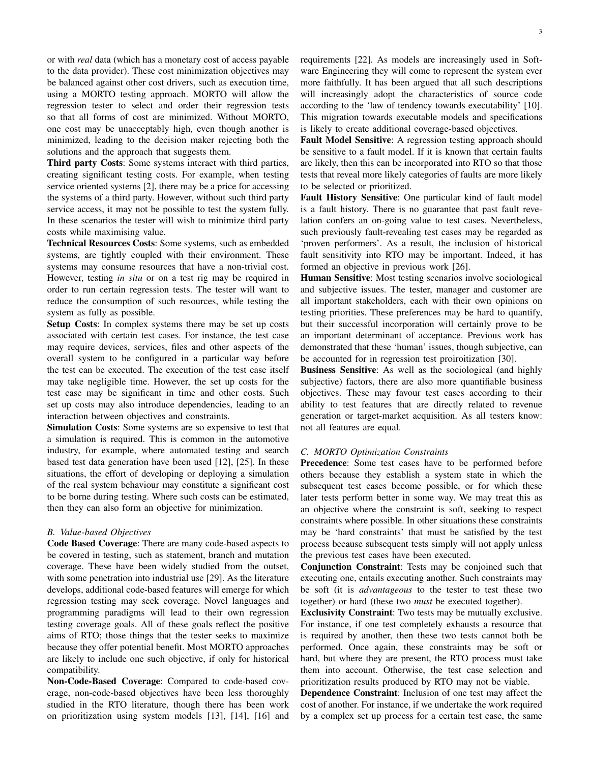or with *real* data (which has a monetary cost of access payable to the data provider). These cost minimization objectives may be balanced against other cost drivers, such as execution time, using a MORTO testing approach. MORTO will allow the regression tester to select and order their regression tests so that all forms of cost are minimized. Without MORTO, one cost may be unacceptably high, even though another is minimized, leading to the decision maker rejecting both the solutions and the approach that suggests them.

**Third party Costs**: Some systems interact with third parties, creating significant testing costs. For example, when testing service oriented systems [2], there may be a price for accessing the systems of a third party. However, without such third party service access, it may not be possible to test the system fully. In these scenarios the tester will wish to minimize third party costs while maximising value.

**Technical Resources Costs**: Some systems, such as embedded systems, are tightly coupled with their environment. These systems may consume resources that have a non-trivial cost. However, testing *in situ* or on a test rig may be required in order to run certain regression tests. The tester will want to reduce the consumption of such resources, while testing the system as fully as possible.

**Setup Costs**: In complex systems there may be set up costs associated with certain test cases. For instance, the test case may require devices, services, files and other aspects of the overall system to be configured in a particular way before the test can be executed. The execution of the test case itself may take negligible time. However, the set up costs for the test case may be significant in time and other costs. Such set up costs may also introduce dependencies, leading to an interaction between objectives and constraints.

**Simulation Costs**: Some systems are so expensive to test that a simulation is required. This is common in the automotive industry, for example, where automated testing and search based test data generation have been used [12], [25]. In these situations, the effort of developing or deploying a simulation of the real system behaviour may constitute a significant cost to be borne during testing. Where such costs can be estimated, then they can also form an objective for minimization.

### B. Value-based Objectives

**Code Based Coverage**: There are many code-based aspects to be covered in testing, such as statement, branch and mutation coverage. These have been widely studied from the outset, with some penetration into industrial use [29]. As the literature develops, additional code-based features will emerge for which regression testing may seek coverage. Novel languages and programming paradigms will lead to their own regression testing coverage goals. All of these goals reflect the positive aims of RTO; those things that the tester seeks to maximize because they offer potential benefit. Most MORTO approaches are likely to include one such objective, if only for historical compatibility.

**Non-Code-Based Coverage**: Compared to code-based coverage, non-code-based objectives have been less thoroughly studied in the RTO literature, though there has been work on prioritization using system models [13], [14], [16] and requirements [22]. As models are increasingly used in Software Engineering they will come to represent the system ever more faithfully. It has been argued that all such descriptions will increasingly adopt the characteristics of source code according to the 'law of tendency towards executability' [10]. This migration towards executable models and specifications is likely to create additional coverage-based objectives.

**Fault Model Sensitive**: A regression testing approach should be sensitive to a fault model. If it is known that certain faults are likely, then this can be incorporated into RTO so that those tests that reveal more likely categories of faults are more likely to be selected or prioritized.

**Fault History Sensitive**: One particular kind of fault model is a fault history. There is no guarantee that past fault revelation confers an on-going value to test cases. Nevertheless, such previously fault-revealing test cases may be regarded as 'proven performers'. As a result, the inclusion of historical fault sensitivity into RTO may be important. Indeed, it has formed an objective in previous work [26].

**Human Sensitive**: Most testing scenarios involve sociological and subjective issues. The tester, manager and customer are all important stakeholders, each with their own opinions on testing priorities. These preferences may be hard to quantify, but their successful incorporation will certainly prove to be an important determinant of acceptance. Previous work has demonstrated that these 'human' issues, though subjective, can be accounted for in regression test proiroitization [30].

**Business Sensitive**: As well as the sociological (and highly subjective) factors, there are also more quantifiable business objectives. These may favour test cases according to their ability to test features that are directly related to revenue generation or target-market acquisition. As all testers know: not all features are equal.

### C. MORTO Optimization Constraints

**Precedence**: Some test cases have to be performed before others because they establish a system state in which the subsequent test cases become possible, or for which these later tests perform better in some way. We may treat this as an objective where the constraint is soft, seeking to respect constraints where possible. In other situations these constraints may be 'hard constraints' that must be satisfied by the test process because subsequent tests simply will not apply unless the previous test cases have been executed.

**Conjunction Constraint**: Tests may be conjoined such that executing one, entails executing another. Such constraints may be soft (it is *advantageous* to the tester to test these two together) or hard (these two *must* be executed together).

**Exclusivity Constraint**: Two tests may be mutually exclusive. For instance, if one test completely exhausts a resource that is required by another, then these two tests cannot both be performed. Once again, these constraints may be soft or hard, but where they are present, the RTO process must take them into account. Otherwise, the test case selection and prioritization results produced by RTO may not be viable.

**Dependence Constraint**: Inclusion of one test may affect the cost of another. For instance, if we undertake the work required by a complex set up process for a certain test case, the same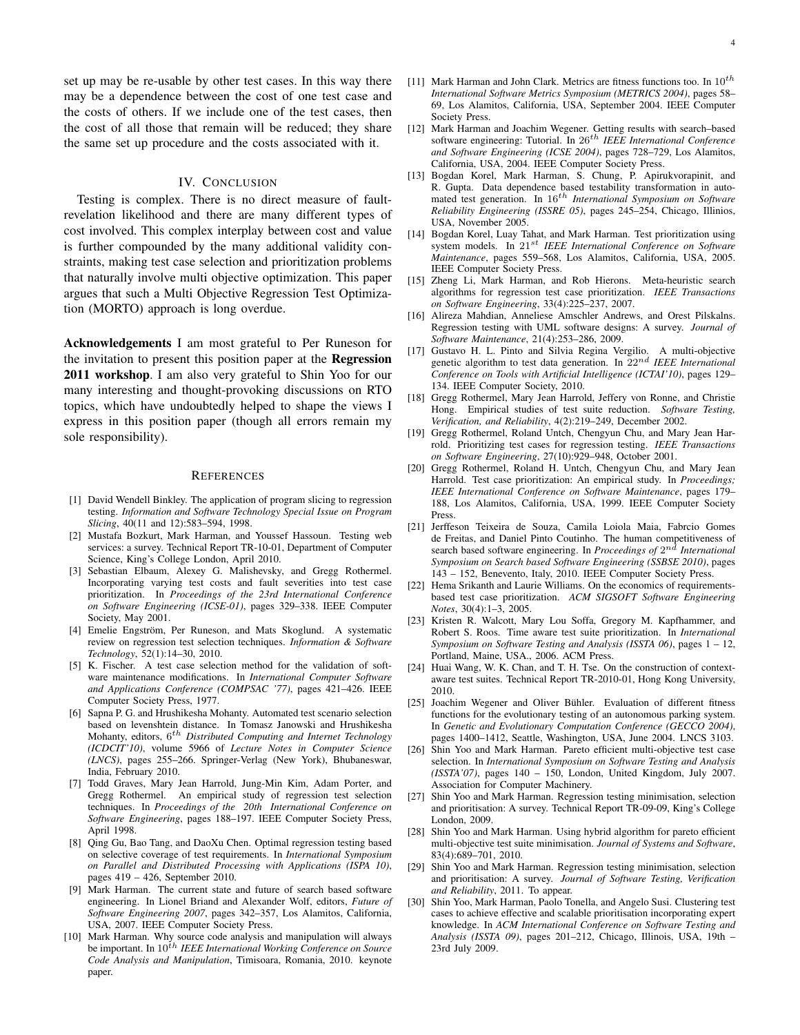set up may be re-usable by other test cases. In this way there may be a dependence between the cost of one test case and the costs of others. If we include one of the test cases, then the cost of all those that remain will be reduced; they share the same set up procedure and the costs associated with it.

## IV. Conclusion

Testing is complex. There is no direct measure of fault-revelation likelihood and there are many different types of cost involved. This complex interplay between cost and value is further compounded by the many additional validity constraints, making test case selection and prioritization problems that naturally involve Multi objective regression test optimization. This paper argues that such a Multi Objective Regression Test Optimization (MORTO) approach is long overdue.

**Acknowledgements** I am most grateful to Per Runeson for the invitation to present this position paper at the **Regression 2011 workshop**. I am also very grateful to Shin Yoo for our many interesting and thought-provoking discussions on RTO topics, which have undoubtedly helped to shape the views I express in this position paper (though all errors remain my sole responsibility).

## References

[1] David Wendell Binkley. The application of program slicing to regression testing. *Information and Software Technology Special Issue on Program Slicing*, 40(11 and 12):583–594, 1998.

[2] Mustafa Bozkurt, Mark Harman, and Youssef Hassoun. Testing web services: a survey. Technical Report TR-10-01, Department of Computer Science, King's College London, April 2010.

[3] Sebastian Elbaum, Alexey G. Malishevsky, and Gregg Rothermel. Incorporating varying test costs and fault severities into test case prioritization. In *Proceedings of the 23rd International Conference on Software Engineering (ICSE-01)*, pages 329–338. IEEE Computer Society, May 2001.

[4] Emelie Engström, Per Runeson, and Mats Skoglund. A systematic review on regression test selection techniques. *Information & Software Technology*, 52(1):14–30, 2010.

[5] K. Fischer. A test case selection method for the validation of software maintenance modifications. In *International Computer Software and Applications Conference (COMPSAC '77)*, pages 421–426. IEEE Computer Society Press, 1977.

[6] Sapna P. G. and Hrushikesha Mohanty. Automated test scenario selection based on levenshtein distance. In Tomasz Janowski and Hrushikesha Mohanty, editors, $6^{th}$ *Distributed Computing and Internet Technology (ICDCIT'10)*, volume 5966 of *Lecture Notes in Computer Science (LNCS)*, pages 255–266. Springer-Verlag (New York), Bhubaneswar, India, February 2010.

[7] Todd Graves, Mary Jean Harrold, Jung-Min Kim, Adam Porter, and Gregg Rothermel. An empirical study of regression test selection techniques. In *Proceedings of the 20th International Conference on Software Engineering*, pages 188–197. IEEE Computer Society Press, April 1998.

[8] Qing Gu, Bao Tang, and DaoXu Chen. Optimal regression testing based on selective coverage of test requirements. In *International Symposium on Parallel and Distributed Processing with Applications (ISPA 10)*, pages 419 – 426, September 2010.

[9] Mark Harman. The current state and future of search based software engineering. In Lionel Briand and Alexander Wolf, editors, *Future of Software Engineering 2007*, pages 342–357, Los Alamitos, California, USA, 2007. IEEE Computer Society Press.

[10] Mark Harman. Why source code analysis and manipulation will always be important. In $10^{th}$ *IEEE International Working Conference on Source Code Analysis and Manipulation*, Timisoara, Romania, 2010. keynote paper.

[11] Mark Harman and John Clark. Metrics are fitness functions too. In $10^{th}$ *International Software Metrics Symposium (METRICS 2004)*, pages 58–69, Los Alamitos, California, USA, September 2004. IEEE Computer Society Press.

[12] Mark Harman and Joachim Wegener. Getting results with search–based software engineering: Tutorial. In $26^{th}$ *IEEE International Conference and Software Engineering (ICSE 2004)*, pages 728–729, Los Alamitos, California, USA, 2004. IEEE Computer Society Press.

[13] Bogdan Korel, Mark Harman, S. Chung, P. Apirukvorapinit, and R. Gupta. Data dependence based testability transformation in automated test generation. In $16^{th}$ *International Symposium on Software Reliability Engineering (ISSRE 05)*, pages 245–254, Chicago, Illinios, USA, November 2005.

[14] Bogdan Korel, Luay Tahat, and Mark Harman. Test prioritization using system models. In $21^{st}$ *IEEE International Conference on Software Maintenance*, pages 559–568, Los Alamitos, California, USA, 2005. IEEE Computer Society Press.

[15] Zheng Li, Mark Harman, and Rob Hierons. Meta-heuristic search algorithms for regression test case prioritization. *IEEE Transactions on Software Engineering*, 33(4):225–237, 2007.

[16] Alireza Mahdian, Anneliese Amschler Andrews, and Orest Pilskalns. Regression testing with UML software designs: A survey. *Journal of Software Maintenance*, 21(4):253–286, 2009.

[17] Gustavo H. L. Pinto and Silvia Regina Vergilio. A multi-objective genetic algorithm to test data generation. In $22^{nd}$ *IEEE International Conference on Tools with Artificial Intelligence (ICTAI'10)*, pages 129–134. IEEE Computer Society, 2010.

[18] Gregg Rothermel, Mary Jean Harrold, Jeffery von Ronne, and Christie Hong. Empirical studies of test suite reduction. *Software Testing, Verification, and Reliability*, 4(2):219–249, December 2002.

[19] Gregg Rothermel, Roland Untch, Chengyun Chu, and Mary Jean Harrold. Prioritizing test cases for regression testing. *IEEE Transactions on Software Engineering*, 27(10):929–948, October 2001.

[20] Gregg Rothermel, Roland H. Untch, Chengyun Chu, and Mary Jean Harrold. Test case prioritization: An empirical study. In *Proceedings; IEEE International Conference on Software Maintenance*, pages 179–188, Los Alamitos, California, USA, 1999. IEEE Computer Society Press.

[21] Jerffeson Teixeira de Souza, Camila Loiola Maia, Fabrcio Gomes de Freitas, and Daniel Pinto Coutinho. The human competitiveness of search based software engineering. In *Proceedings of* $2^{nd}$ *International Symposium on Search based Software Engineering (SSBSE 2010)*, pages 143 – 152, Benevento, Italy, 2010. IEEE Computer Society Press.

[22] Hema Srikanth and Laurie Williams. On the economics of requirements-based test case prioritization. *ACM SIGSOFT Software Engineering Notes*, 30(4):1–3, 2005.

[23] Kristen R. Walcott, Mary Lou Soffa, Gregory M. Kapfhammer, and Robert S. Roos. Time aware test suite prioritization. In *International Symposium on Software Testing and Analysis (ISSTA 06)*, pages 1 – 12, Portland, Maine, USA., 2006. ACM Press.

[24] Huai Wang, W. K. Chan, and T. H. Tse. On the construction of context-aware test suites. Technical Report TR-2010-01, Hong Kong University, 2010.

[25] Joachim Wegener and Oliver Bühler. Evaluation of different fitness functions for the evolutionary testing of an autonomous parking system. In *Genetic and Evolutionary Computation Conference (GECCO 2004)*, pages 1400–1412, Seattle, Washington, USA, June 2004. LNCS 3103.

[26] Shin Yoo and Mark Harman. Pareto efficient multi-objective test case selection. In *International Symposium on Software Testing and Analysis (ISSTA'07)*, pages 140 – 150, London, United Kingdom, July 2007. Association for Computer Machinery.

[27] Shin Yoo and Mark Harman. Regression testing minimisation, selection and prioritisation: A survey. Technical Report TR-09-09, King's College London, 2009.

[28] Shin Yoo and Mark Harman. Using hybrid algorithm for pareto efficient multi-objective test suite minimisation. *Journal of Systems and Software*, 83(4):689–701, 2010.

[29] Shin Yoo and Mark Harman. Regression testing minimisation, selection and prioritisation: A survey. *Journal of Software Testing, Verification and Reliability*, 2011. To appear.

[30] Shin Yoo, Mark Harman, Paolo Tonella, and Angelo Susi. Clustering test cases to achieve effective and scalable prioritisation incorporating expert knowledge. In *ACM International Conference on Software Testing and Analysis (ISSTA 09)*, pages 201–212, Chicago, Illinois, USA, 19th – 23rd July 2009.